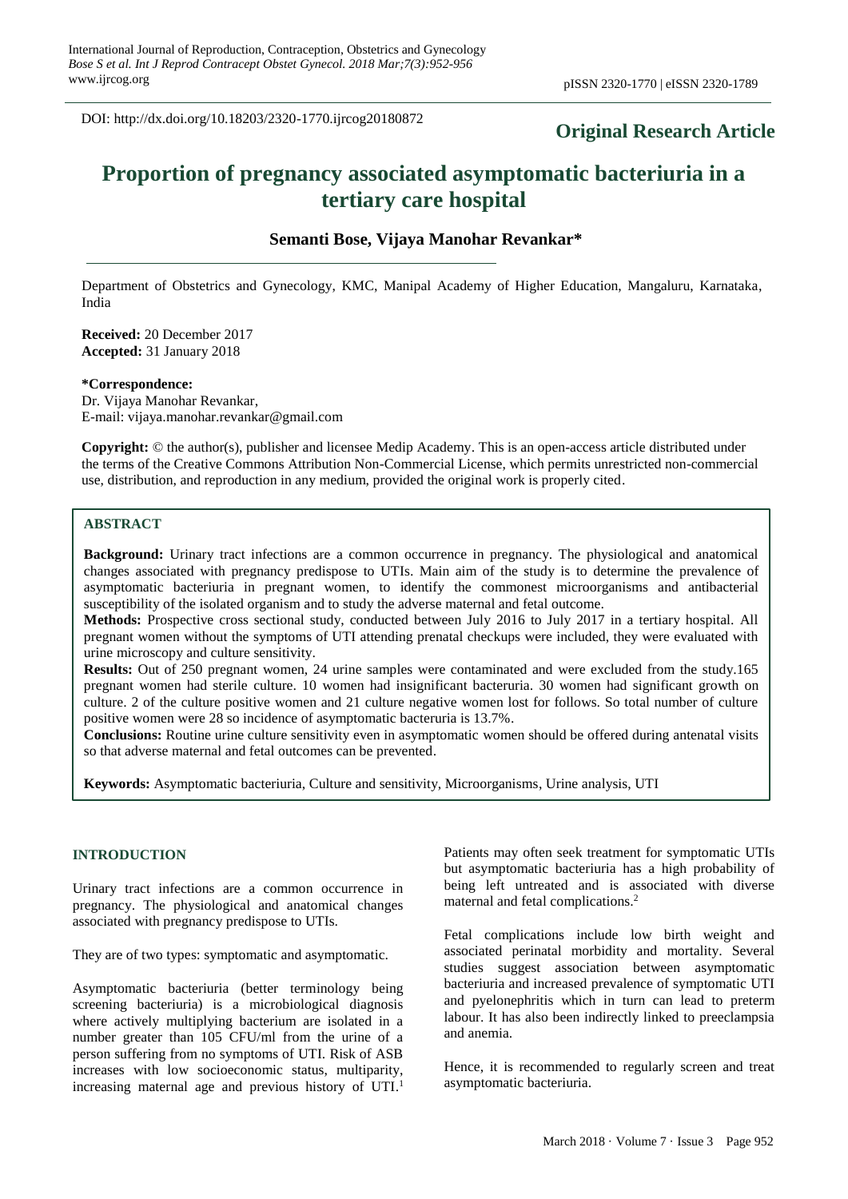DOI: http://dx.doi.org/10.18203/2320-1770.ijrcog20180872

**Original Research Article**

# Proportion of pregnancy associated asymptomatic bacteriuria in a tertiary care hospital

**Semanti Bose, Vijaya Manohar Revankar***

Department of Obstetrics and Gynecology, KMC, Manipal Academy of Higher Education, Mangaluru, Karnataka, India

**Received:** 20 December 2017
**Accepted:** 31 January 2018

**\*Correspondence:**
Dr. Vijaya Manohar Revankar,
E-mail: vijaya.manohar.revankar@gmail.com

**Copyright:** © the author(s), publisher and licensee Medip Academy. This is an open-access article distributed under the terms of the Creative Commons Attribution Non-Commercial License, which permits unrestricted non-commercial use, distribution, and reproduction in any medium, provided the original work is properly cited.

## ABSTRACT

**Background:** Urinary tract infections are a common occurrence in pregnancy. The physiological and anatomical changes associated with pregnancy predispose to UTIs. Main aim of the study is to determine the prevalence of asymptomatic bacteriuria in pregnant women, to identify the commonest microorganisms and antibacterial susceptibility of the isolated organism and to study the adverse maternal and fetal outcome.

**Methods:** Prospective cross sectional study, conducted between July 2016 to July 2017 in a tertiary hospital. All pregnant women without the symptoms of UTI attending prenatal checkups were included, they were evaluated with urine microscopy and culture sensitivity.

**Results:** Out of 250 pregnant women, 24 urine samples were contaminated and were excluded from the study.165 pregnant women had sterile culture. 10 women had insignificant bacteruria. 30 women had significant growth on culture. 2 of the culture positive women and 21 culture negative women lost for follows. So total number of culture positive women were 28 so incidence of asymptomatic bacteruria is 13.7%.

**Conclusions:** Routine urine culture sensitivity even in asymptomatic women should be offered during antenatal visits so that adverse maternal and fetal outcomes can be prevented.

**Keywords:** Asymptomatic bacteriuria, Culture and sensitivity, Microorganisms, Urine analysis, UTI

## INTRODUCTION

Urinary tract infections are a common occurrence in pregnancy. The physiological and anatomical changes associated with pregnancy predispose to UTIs.

They are of two types: symptomatic and asymptomatic.

Asymptomatic bacteriuria (better terminology being screening bacteriuria) is a microbiological diagnosis where actively multiplying bacterium are isolated in a number greater than 105 CFU/ml from the urine of a person suffering from no symptoms of UTI. Risk of ASB increases with low socioeconomic status, multiparity, increasing maternal age and previous history of UTI.[1]

Patients may often seek treatment for symptomatic UTIs but asymptomatic bacteriuria has a high probability of being left untreated and is associated with diverse maternal and fetal complications.[2]

Fetal complications include low birth weight and associated perinatal morbidity and mortality. Several studies suggest association between asymptomatic bacteriuria and increased prevalence of symptomatic UTI and pyelonephritis which in turn can lead to preterm labour. It has also been indirectly linked to preeclampsia and anemia.

Hence, it is recommended to regularly screen and treat asymptomatic bacteriuria.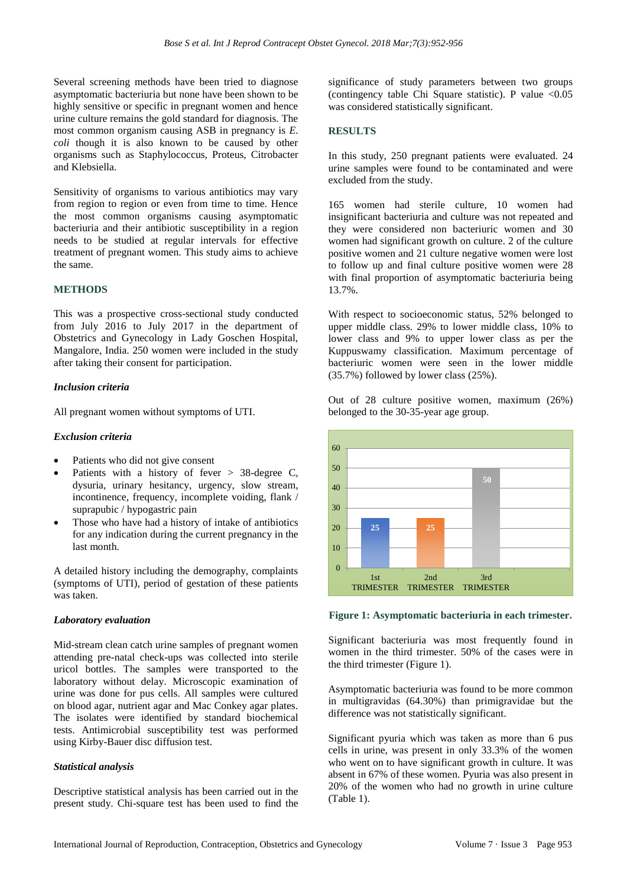Several screening methods have been tried to diagnose asymptomatic bacteriuria but none have been shown to be highly sensitive or specific in pregnant women and hence urine culture remains the gold standard for diagnosis. The most common organism causing ASB in pregnancy is *E. coli* though it is also known to be caused by other organisms such as Staphylococcus, Proteus, Citrobacter and Klebsiella.

Sensitivity of organisms to various antibiotics may vary from region to region or even from time to time. Hence the most common organisms causing asymptomatic bacteriuria and their antibiotic susceptibility in a region needs to be studied at regular intervals for effective treatment of pregnant women. This study aims to achieve the same.

## METHODS

This was a prospective cross-sectional study conducted from July 2016 to July 2017 in the department of Obstetrics and Gynecology in Lady Goschen Hospital, Mangalore, India. 250 women were included in the study after taking their consent for participation.

### *Inclusion criteria*

All pregnant women without symptoms of UTI.

### *Exclusion criteria*

- Patients who did not give consent
- Patients with a history of fever > 38-degree C, dysuria, urinary hesitancy, urgency, slow stream, incontinence, frequency, incomplete voiding, flank / suprapubic / hypogastric pain
- Those who have had a history of intake of antibiotics for any indication during the current pregnancy in the last month.

A detailed history including the demography, complaints (symptoms of UTI), period of gestation of these patients was taken.

### *Laboratory evaluation*

Mid-stream clean catch urine samples of pregnant women attending pre-natal check-ups was collected into sterile uricol bottles. The samples were transported to the laboratory without delay. Microscopic examination of urine was done for pus cells. All samples were cultured on blood agar, nutrient agar and Mac Conkey agar plates. The isolates were identified by standard biochemical tests. Antimicrobial susceptibility test was performed using Kirby-Bauer disc diffusion test.

### *Statistical analysis*

Descriptive statistical analysis has been carried out in the present study. Chi-square test has been used to find the significance of study parameters between two groups (contingency table Chi Square statistic). P value <0.05 was considered statistically significant.

## RESULTS

In this study, 250 pregnant patients were evaluated. 24 urine samples were found to be contaminated and were excluded from the study.

165 women had sterile culture, 10 women had insignificant bacteriuria and culture was not repeated and they were considered non bacteriuric women and 30 women had significant growth on culture. 2 of the culture positive women and 21 culture negative women were lost to follow up and final culture positive women were 28 with final proportion of asymptomatic bacteriuria being 13.7%.

With respect to socioeconomic status, 52% belonged to upper middle class. 29% to lower middle class, 10% to lower class and 9% to upper lower class as per the Kuppuswamy classification. Maximum percentage of bacteriuric women were seen in the lower middle (35.7%) followed by lower class (25%).

Out of 28 culture positive women, maximum (26%) belonged to the 30-35-year age group.

| Trimester | Value |
|---|---|
| 1st TRIMESTER | 25 |
| 2nd TRIMESTER | 25 |
| 3rd TRIMESTER | 50 |

**Figure 1: Asymptomatic bacteriuria in each trimester.**

Significant bacteriuria was most frequently found in women in the third trimester. 50% of the cases were in the third trimester (Figure 1).

Asymptomatic bacteriuria was found to be more common in multigravidas (64.30%) than primigravidae but the difference was not statistically significant.

Significant pyuria which was taken as more than 6 pus cells in urine, was present in only 33.3% of the women who went on to have significant growth in culture. It was absent in 67% of these women. Pyuria was also present in 20% of the women who had no growth in urine culture (Table 1).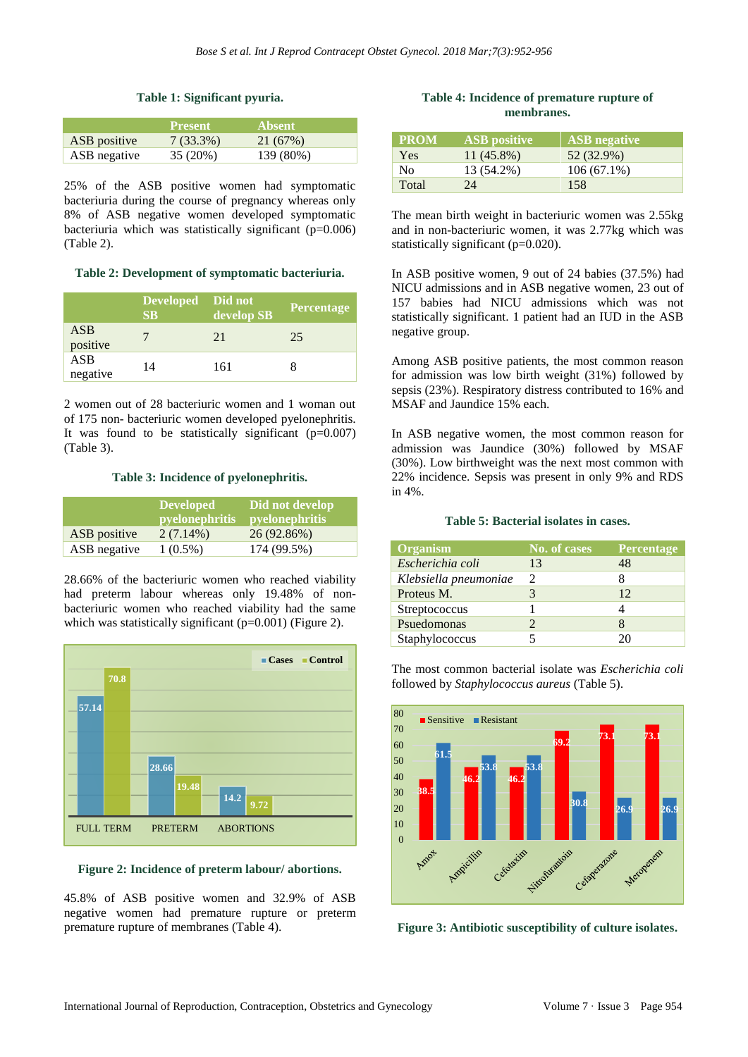**Table 1: Significant pyuria.**

| | Present | Absent |
|---|---|---|
| ASB positive | 7 (33.3%) | 21 (67%) |
| ASB negative | 35 (20%) | 139 (80%) |

25% of the ASB positive women had symptomatic bacteriuria during the course of pregnancy whereas only 8% of ASB negative women developed symptomatic bacteriuria which was statistically significant (p=0.006) (Table 2).

**Table 2: Development of symptomatic bacteriuria.**

| | Developed SB | Did not develop SB | Percentage |
|---|---|---|---|
| ASB positive | 7 | 21 | 25 |
| ASB negative | 14 | 161 | 8 |

2 women out of 28 bacteriuric women and 1 woman out of 175 non- bacteriuric women developed pyelonephritis. It was found to be statistically significant (p=0.007) (Table 3).

**Table 3: Incidence of pyelonephritis.**

| | Developed pyelonephritis | Did not develop pyelonephritis |
|---|---|---|
| ASB positive | 2 (7.14%) | 26 (92.86%) |
| ASB negative | 1 (0.5%) | 174 (99.5%) |

28.66% of the bacteriuric women who reached viability had preterm labour whereas only 19.48% of non-bacteriuric women who reached viability had the same which was statistically significant (p=0.001) (Figure 2).

**Figure 2: Incidence of preterm labour/ abortions.**

45.8% of ASB positive women and 32.9% of ASB negative women had premature rupture or preterm premature rupture of membranes (Table 4).

**Table 4: Incidence of premature rupture of membranes.**

| PROM | ASB positive | ASB negative |
|---|---|---|
| Yes | 11 (45.8%) | 52 (32.9%) |
| No | 13 (54.2%) | 106 (67.1%) |
| Total | 24 | 158 |

The mean birth weight in bacteriuric women was 2.55kg and in non-bacteriuric women, it was 2.77kg which was statistically significant (p=0.020).

In ASB positive women, 9 out of 24 babies (37.5%) had NICU admissions and in ASB negative women, 23 out of 157 babies had NICU admissions which was not statistically significant. 1 patient had an IUD in the ASB negative group.

Among ASB positive patients, the most common reason for admission was low birth weight (31%) followed by sepsis (23%). Respiratory distress contributed to 16% and MSAF and Jaundice 15% each.

In ASB negative women, the most common reason for admission was Jaundice (30%) followed by MSAF (30%). Low birthweight was the next most common with 22% incidence. Sepsis was present in only 9% and RDS in 4%.

**Table 5: Bacterial isolates in cases.**

| Organism | No. of cases | Percentage |
|---|---|---|
| *Escherichia coli* | 13 | 48 |
| *Klebsiella pneumoniae* | 2 | 8 |
| Proteus M. | 3 | 12 |
| Streptococcus | 1 | 4 |
| Psuedomonas | 2 | 8 |
| Staphylococcus | 5 | 20 |

The most common bacterial isolate was *Escherichia coli* followed by *Staphylococcus aureus* (Table 5).

**Figure 3: Antibiotic susceptibility of culture isolates.**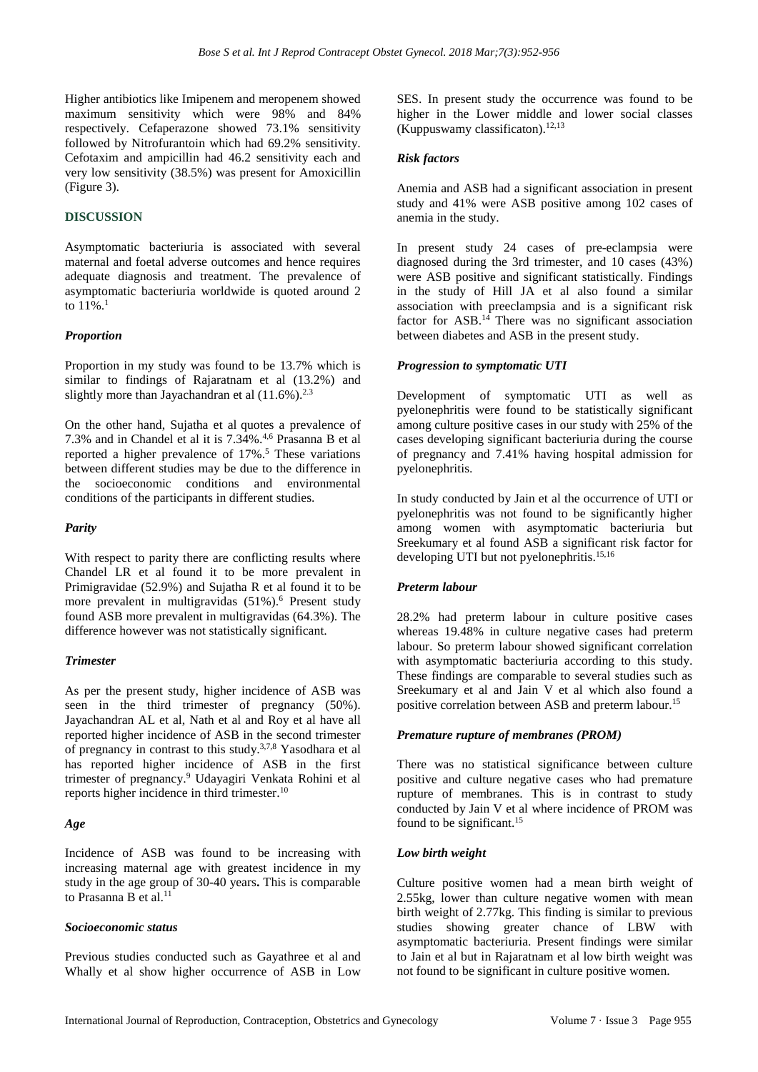Higher antibiotics like Imipenem and meropenem showed maximum sensitivity which were 98% and 84% respectively. Cefaperazone showed 73.1% sensitivity followed by Nitrofurantoin which had 69.2% sensitivity. Cefotaxim and ampicillin had 46.2 sensitivity each and very low sensitivity (38.5%) was present for Amoxicillin (Figure 3).

## DISCUSSION

Asymptomatic bacteriuria is associated with several maternal and foetal adverse outcomes and hence requires adequate diagnosis and treatment. The prevalence of asymptomatic bacteriuria worldwide is quoted around 2 to 11%.[1]

### *Proportion*

Proportion in my study was found to be 13.7% which is similar to findings of Rajaratnam et al (13.2%) and slightly more than Jayachandran et al (11.6%).[2,3]

On the other hand, Sujatha et al quotes a prevalence of 7.3% and in Chandel et al it is 7.34%.[4,6] Prasanna B et al reported a higher prevalence of 17%.[5] These variations between different studies may be due to the difference in the socioeconomic conditions and environmental conditions of the participants in different studies.

### *Parity*

With respect to parity there are conflicting results where Chandel LR et al found it to be more prevalent in Primigravidae (52.9%) and Sujatha R et al found it to be more prevalent in multigravidas (51%).[6] Present study found ASB more prevalent in multigravidas (64.3%). The difference however was not statistically significant.

### *Trimester*

As per the present study, higher incidence of ASB was seen in the third trimester of pregnancy (50%). Jayachandran AL et al, Nath et al and Roy et al have all reported higher incidence of ASB in the second trimester of pregnancy in contrast to this study.[3,7,8] Yasodhara et al has reported higher incidence of ASB in the first trimester of pregnancy.[9] Udayagiri Venkata Rohini et al reports higher incidence in third trimester.[10]

### *Age*

Incidence of ASB was found to be increasing with increasing maternal age with greatest incidence in my study in the age group of 30-40 years**.** This is comparable to Prasanna B et al.[11]

### *Socioeconomic status*

Previous studies conducted such as Gayathree et al and Whally et al show higher occurrence of ASB in Low SES. In present study the occurrence was found to be higher in the Lower middle and lower social classes (Kuppuswamy classificaton).[12,13]

### *Risk factors*

Anemia and ASB had a significant association in present study and 41% were ASB positive among 102 cases of anemia in the study.

In present study 24 cases of pre-eclampsia were diagnosed during the 3rd trimester, and 10 cases (43%) were ASB positive and significant statistically. Findings in the study of Hill JA et al also found a similar association with preeclampsia and is a significant risk factor for ASB.[14] There was no significant association between diabetes and ASB in the present study.

### *Progression to symptomatic UTI*

Development of symptomatic UTI as well as pyelonephritis were found to be statistically significant among culture positive cases in our study with 25% of the cases developing significant bacteriuria during the course of pregnancy and 7.41% having hospital admission for pyelonephritis.

In study conducted by Jain et al the occurrence of UTI or pyelonephritis was not found to be significantly higher among women with asymptomatic bacteriuria but Sreekumary et al found ASB a significant risk factor for developing UTI but not pyelonephritis.[15,16]

### *Preterm labour*

28.2% had preterm labour in culture positive cases whereas 19.48% in culture negative cases had preterm labour. So preterm labour showed significant correlation with asymptomatic bacteriuria according to this study. These findings are comparable to several studies such as Sreekumary et al and Jain V et al which also found a positive correlation between ASB and preterm labour.[15]

### *Premature rupture of membranes (PROM)*

There was no statistical significance between culture positive and culture negative cases who had premature rupture of membranes. This is in contrast to study conducted by Jain V et al where incidence of PROM was found to be significant.[15]

### *Low birth weight*

Culture positive women had a mean birth weight of 2.55kg, lower than culture negative women with mean birth weight of 2.77kg. This finding is similar to previous studies showing greater chance of LBW with asymptomatic bacteriuria. Present findings were similar to Jain et al but in Rajaratnam et al low birth weight was not found to be significant in culture positive women.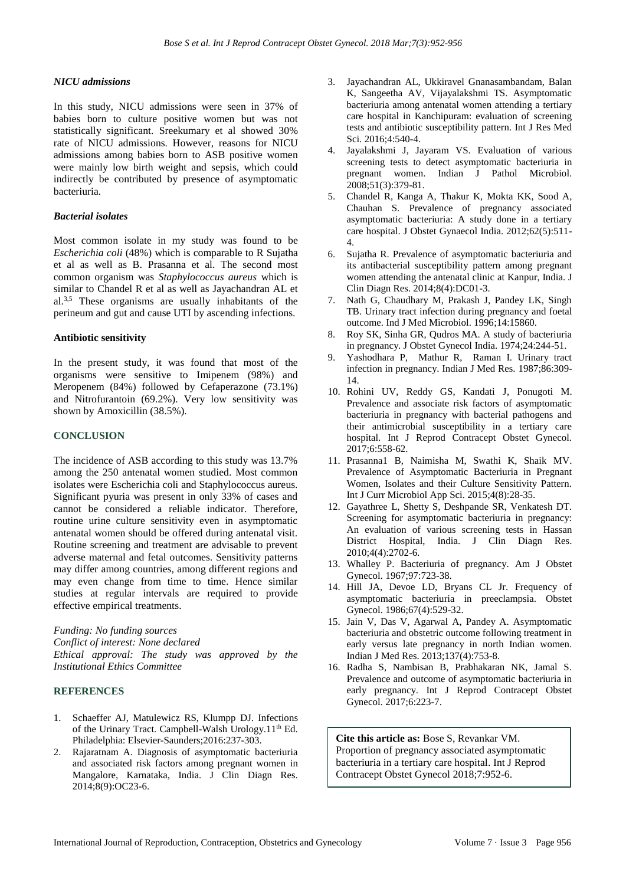### *NICU admissions*

In this study, NICU admissions were seen in 37% of babies born to culture positive women but was not statistically significant. Sreekumary et al showed 30% rate of NICU admissions. However, reasons for NICU admissions among babies born to ASB positive women were mainly low birth weight and sepsis, which could indirectly be contributed by presence of asymptomatic bacteriuria.

### *Bacterial isolates*

Most common isolate in my study was found to be *Escherichia coli* (48%) which is comparable to R Sujatha et al as well as B. Prasanna et al. The second most common organism was *Staphylococcus aureus* which is similar to Chandel R et al as well as Jayachandran AL et al.[3,5] These organisms are usually inhabitants of the perineum and gut and cause UTI by ascending infections.

### Antibiotic sensitivity

In the present study, it was found that most of the organisms were sensitive to Imipenem (98%) and Meropenem (84%) followed by Cefaperazone (73.1%) and Nitrofurantoin (69.2%). Very low sensitivity was shown by Amoxicillin (38.5%).

## CONCLUSION

The incidence of ASB according to this study was 13.7% among the 250 antenatal women studied. Most common isolates were Escherichia coli and Staphylococcus aureus. Significant pyuria was present in only 33% of cases and cannot be considered a reliable indicator. Therefore, routine urine culture sensitivity even in asymptomatic antenatal women should be offered during antenatal visit. Routine screening and treatment are advisable to prevent adverse maternal and fetal outcomes. Sensitivity patterns may differ among countries, among different regions and may even change from time to time. Hence similar studies at regular intervals are required to provide effective empirical treatments.

*Funding: No funding sources*
*Conflict of interest: None declared*
*Ethical approval: The study was approved by the Institutional Ethics Committee*

## REFERENCES

1. Schaeffer AJ, Matulewicz RS, Klumpp DJ. Infections of the Urinary Tract. Campbell-Walsh Urology.11th Ed. Philadelphia: Elsevier-Saunders;2016:237-303.
2. Rajaratnam A. Diagnosis of asymptomatic bacteriuria and associated risk factors among pregnant women in Mangalore, Karnataka, India. J Clin Diagn Res. 2014;8(9):OC23-6.
3. Jayachandran AL, Ukkiravel Gnanasambandam, Balan K, Sangeetha AV, Vijayalakshmi TS. Asymptomatic bacteriuria among antenatal women attending a tertiary care hospital in Kanchipuram: evaluation of screening tests and antibiotic susceptibility pattern. Int J Res Med Sci. 2016;4:540-4.
4. Jayalakshmi J, Jayaram VS. Evaluation of various screening tests to detect asymptomatic bacteriuria in pregnant women. Indian J Pathol Microbiol. 2008;51(3):379-81.
5. Chandel R, Kanga A, Thakur K, Mokta KK, Sood A, Chauhan S. Prevalence of pregnancy associated asymptomatic bacteriuria: A study done in a tertiary care hospital. J Obstet Gynaecol India. 2012;62(5):511-4.
6. Sujatha R. Prevalence of asymptomatic bacteriuria and its antibacterial susceptibility pattern among pregnant women attending the antenatal clinic at Kanpur, India. J Clin Diagn Res. 2014;8(4):DC01-3.
7. Nath G, Chaudhary M, Prakash J, Pandey LK, Singh TB. Urinary tract infection during pregnancy and foetal outcome. Ind J Med Microbiol. 1996;14:15860.
8. Roy SK, Sinha GR, Qudros MA. A study of bacteriuria in pregnancy. J Obstet Gynecol India. 1974;24:244-51.
9. Yashodhara P, Mathur R, Raman I. Urinary tract infection in pregnancy. Indian J Med Res. 1987;86:309-14.
10. Rohini UV, Reddy GS, Kandati J, Ponugoti M. Prevalence and associate risk factors of asymptomatic bacteriuria in pregnancy with bacterial pathogens and their antimicrobial susceptibility in a tertiary care hospital. Int J Reprod Contracept Obstet Gynecol. 2017;6:558-62.
11. Prasanna1 B, Naimisha M, Swathi K, Shaik MV. Prevalence of Asymptomatic Bacteriuria in Pregnant Women, Isolates and their Culture Sensitivity Pattern. Int J Curr Microbiol App Sci. 2015;4(8):28-35.
12. Gayathree L, Shetty S, Deshpande SR, Venkatesh DT. Screening for asymptomatic bacteriuria in pregnancy: An evaluation of various screening tests in Hassan District Hospital, India. J Clin Diagn Res. 2010;4(4):2702-6.
13. Whalley P. Bacteriuria of pregnancy. Am J Obstet Gynecol. 1967;97:723-38.
14. Hill JA, Devoe LD, Bryans CL Jr. Frequency of asymptomatic bacteriuria in preeclampsia. Obstet Gynecol. 1986;67(4):529-32.
15. Jain V, Das V, Agarwal A, Pandey A. Asymptomatic bacteriuria and obstetric outcome following treatment in early versus late pregnancy in north Indian women. Indian J Med Res. 2013;137(4):753-8.
16. Radha S, Nambisan B, Prabhakaran NK, Jamal S. Prevalence and outcome of asymptomatic bacteriuria in early pregnancy. Int J Reprod Contracept Obstet Gynecol. 2017;6:223-7.

**Cite this article as:** Bose S, Revankar VM. Proportion of pregnancy associated asymptomatic bacteriuria in a tertiary care hospital. Int J Reprod Contracept Obstet Gynecol 2018;7:952-6.